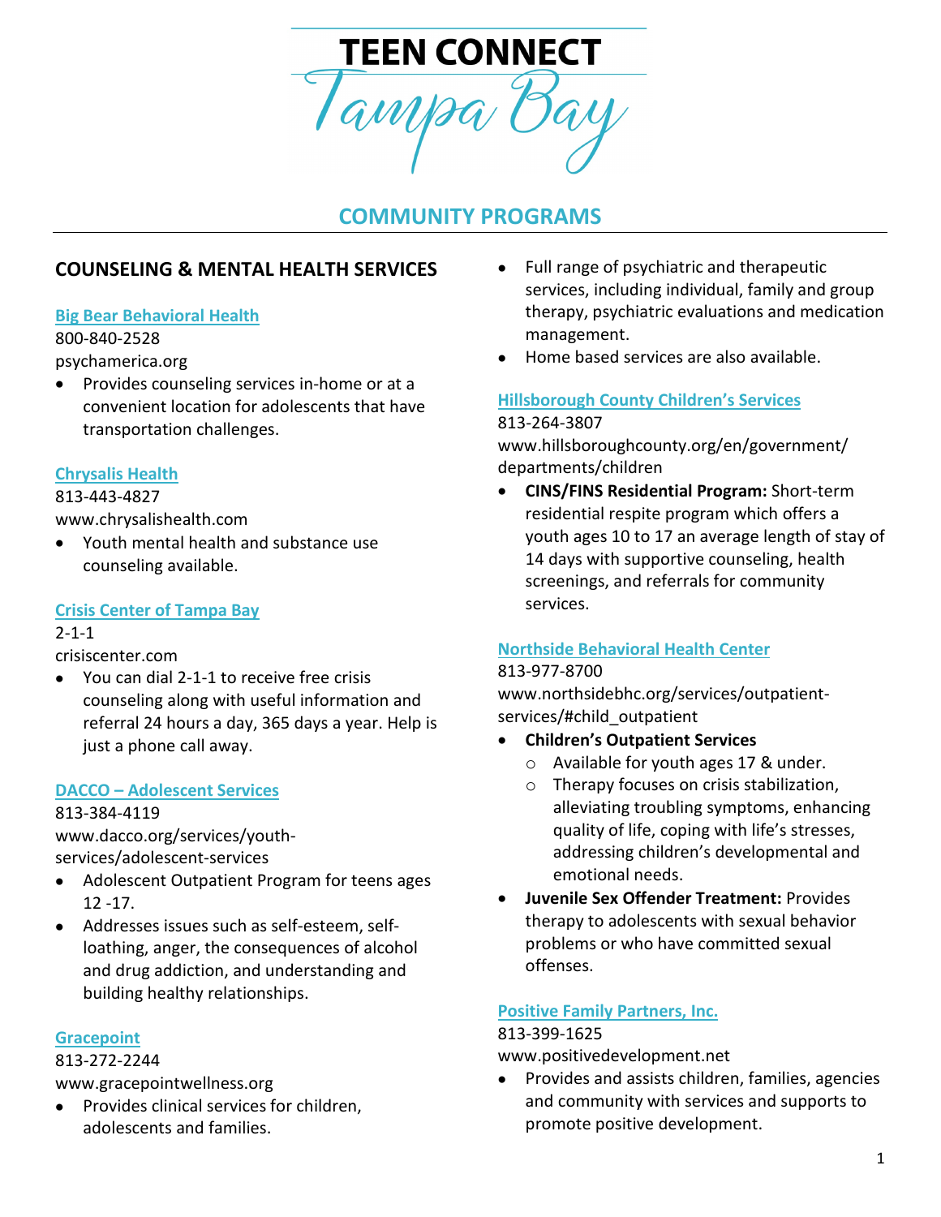# TEEN CONNECT Tampa Bay

## COMMUNITY PROGRAMS

### COUNSELING & MENTAL HEALTH SERVICES

**Big Bear Behavioral Health**
800-840-2528
psychamerica.org

- Provides counseling services in-home or at a convenient location for adolescents that have transportation challenges.

**Chrysalis Health**
813-443-4827
www.chrysalishealth.com

- Youth mental health and substance use counseling available.

**Crisis Center of Tampa Bay**
2-1-1
crisiscenter.com

- You can dial 2-1-1 to receive free crisis counseling along with useful information and referral 24 hours a day, 365 days a year. Help is just a phone call away.

**DACCO – Adolescent Services**
813-384-4119
www.dacco.org/services/youth-services/adolescent-services

- Adolescent Outpatient Program for teens ages 12 -17.
- Addresses issues such as self-esteem, self-loathing, anger, the consequences of alcohol and drug addiction, and understanding and building healthy relationships.

**Gracepoint**
813-272-2244
www.gracepointwellness.org

- Provides clinical services for children, adolescents and families.
- Full range of psychiatric and therapeutic services, including individual, family and group therapy, psychiatric evaluations and medication management.
- Home based services are also available.

**Hillsborough County Children's Services**
813-264-3807
www.hillsboroughcounty.org/en/government/departments/children

- **CINS/FINS Residential Program:** Short-term residential respite program which offers a youth ages 10 to 17 an average length of stay of 14 days with supportive counseling, health screenings, and referrals for community services.

**Northside Behavioral Health Center**
813-977-8700
www.northsidebhc.org/services/outpatient-services/#child_outpatient

- **Children's Outpatient Services**
  - Available for youth ages 17 & under.
  - Therapy focuses on crisis stabilization, alleviating troubling symptoms, enhancing quality of life, coping with life's stresses, addressing children's developmental and emotional needs.
- **Juvenile Sex Offender Treatment:** Provides therapy to adolescents with sexual behavior problems or who have committed sexual offenses.

**Positive Family Partners, Inc.**
813-399-1625
www.positivedevelopment.net

- Provides and assists children, families, agencies and community with services and supports to promote positive development.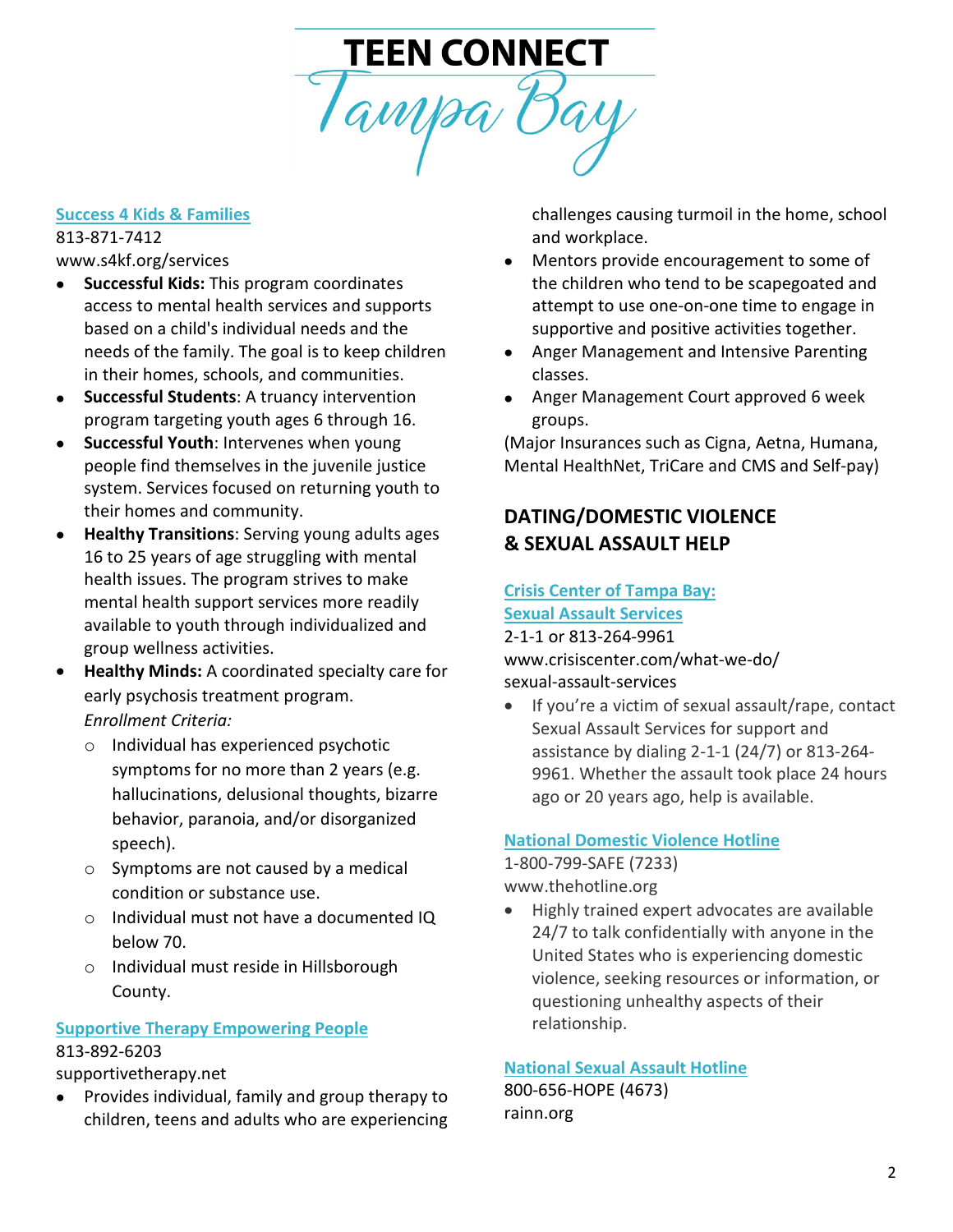# TEEN CONNECT Tampa Bay

### Success 4 Kids & Families

813-871-7412
www.s4kf.org/services

- **Successful Kids:** This program coordinates access to mental health services and supports based on a child's individual needs and the needs of the family. The goal is to keep children in their homes, schools, and communities.
- **Successful Students**: A truancy intervention program targeting youth ages 6 through 16.
- **Successful Youth**: Intervenes when young people find themselves in the juvenile justice system. Services focused on returning youth to their homes and community.
- **Healthy Transitions**: Serving young adults ages 16 to 25 years of age struggling with mental health issues. The program strives to make mental health support services more readily available to youth through individualized and group wellness activities.
- **Healthy Minds:** A coordinated specialty care for early psychosis treatment program.
  *Enrollment Criteria:*
  - Individual has experienced psychotic symptoms for no more than 2 years (e.g. hallucinations, delusional thoughts, bizarre behavior, paranoia, and/or disorganized speech).
  - Symptoms are not caused by a medical condition or substance use.
  - Individual must not have a documented IQ below 70.
  - Individual must reside in Hillsborough County.

### Supportive Therapy Empowering People

813-892-6203
supportivetherapy.net

- Provides individual, family and group therapy to children, teens and adults who are experiencing challenges causing turmoil in the home, school and workplace.
- Mentors provide encouragement to some of the children who tend to be scapegoated and attempt to use one-on-one time to engage in supportive and positive activities together.
- Anger Management and Intensive Parenting classes.
- Anger Management Court approved 6 week groups.

(Major Insurances such as Cigna, Aetna, Humana, Mental HealthNet, TriCare and CMS and Self-pay)

## DATING/DOMESTIC VIOLENCE & SEXUAL ASSAULT HELP

### Crisis Center of Tampa Bay: Sexual Assault Services

2-1-1 or 813-264-9961
www.crisiscenter.com/what-we-do/sexual-assault-services

- If you're a victim of sexual assault/rape, contact Sexual Assault Services for support and assistance by dialing 2-1-1 (24/7) or 813-264-9961. Whether the assault took place 24 hours ago or 20 years ago, help is available.

### National Domestic Violence Hotline

1-800-799-SAFE (7233)
www.thehotline.org

- Highly trained expert advocates are available 24/7 to talk confidentially with anyone in the United States who is experiencing domestic violence, seeking resources or information, or questioning unhealthy aspects of their relationship.

### National Sexual Assault Hotline

800-656-HOPE (4673)
rainn.org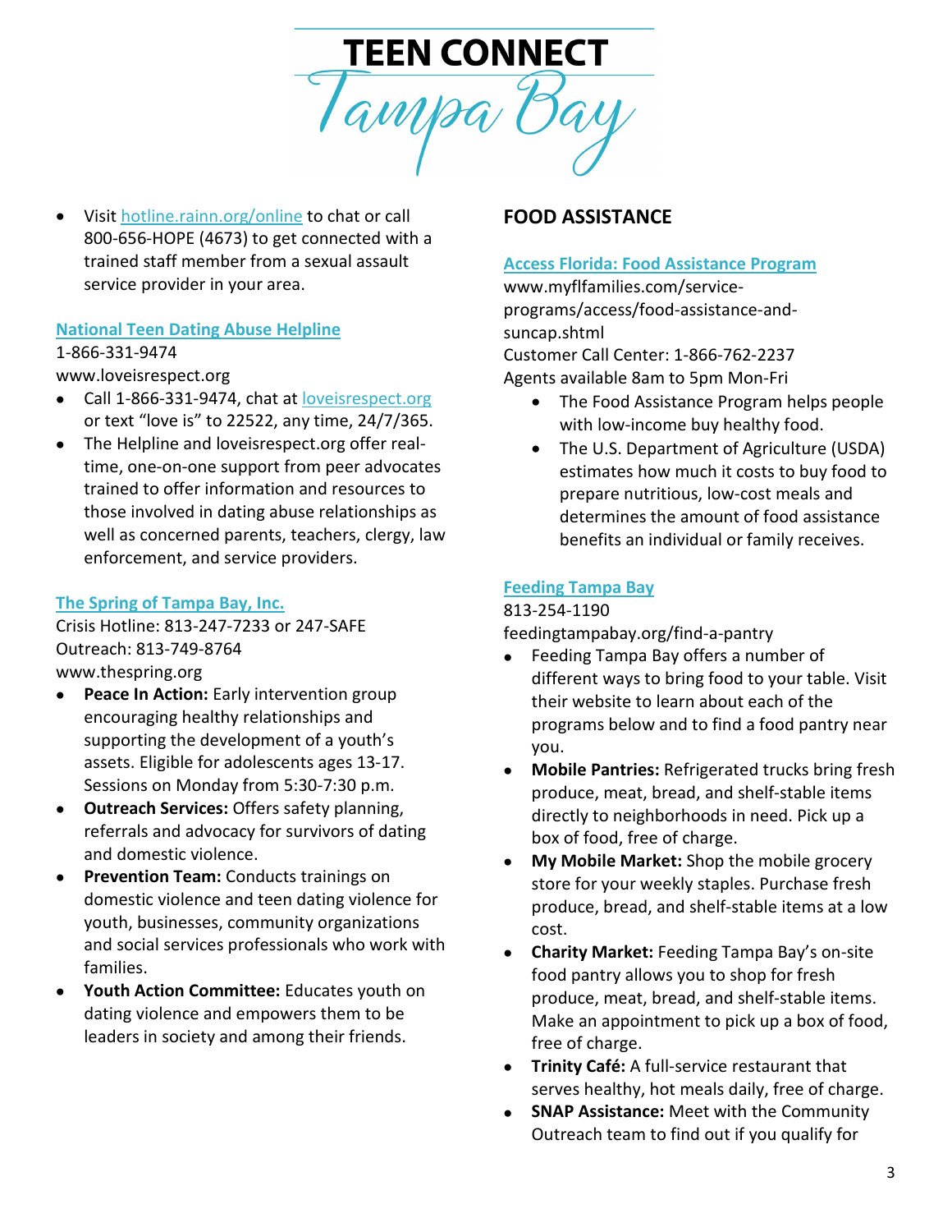- Visit [hotline.rainn.org/online](hotline.rainn.org/online) to chat or call 800-656-HOPE (4673) to get connected with a trained staff member from a sexual assault service provider in your area.

### National Teen Dating Abuse Helpline

1-866-331-9474
www.loveisrespect.org

- Call 1-866-331-9474, chat at [loveisrespect.org](loveisrespect.org) or text "love is" to 22522, any time, 24/7/365.
- The Helpline and loveisrespect.org offer real-time, one-on-one support from peer advocates trained to offer information and resources to those involved in dating abuse relationships as well as concerned parents, teachers, clergy, law enforcement, and service providers.

### The Spring of Tampa Bay, Inc.

Crisis Hotline: 813-247-7233 or 247-SAFE
Outreach: 813-749-8764
www.thespring.org

- **Peace In Action:** Early intervention group encouraging healthy relationships and supporting the development of a youth's assets. Eligible for adolescents ages 13-17. Sessions on Monday from 5:30-7:30 p.m.
- **Outreach Services:** Offers safety planning, referrals and advocacy for survivors of dating and domestic violence.
- **Prevention Team:** Conducts trainings on domestic violence and teen dating violence for youth, businesses, community organizations and social services professionals who work with families.
- **Youth Action Committee:** Educates youth on dating violence and empowers them to be leaders in society and among their friends.

## FOOD ASSISTANCE

### Access Florida: Food Assistance Program

www.myflfamilies.com/service-programs/access/food-assistance-and-suncap.shtml
Customer Call Center: 1-866-762-2237
Agents available 8am to 5pm Mon-Fri

- The Food Assistance Program helps people with low-income buy healthy food.
- The U.S. Department of Agriculture (USDA) estimates how much it costs to buy food to prepare nutritious, low-cost meals and determines the amount of food assistance benefits an individual or family receives.

### Feeding Tampa Bay

813-254-1190
feedingtampabay.org/find-a-pantry

- Feeding Tampa Bay offers a number of different ways to bring food to your table. Visit their website to learn about each of the programs below and to find a food pantry near you.
- **Mobile Pantries:** Refrigerated trucks bring fresh produce, meat, bread, and shelf-stable items directly to neighborhoods in need. Pick up a box of food, free of charge.
- **My Mobile Market:** Shop the mobile grocery store for your weekly staples. Purchase fresh produce, bread, and shelf-stable items at a low cost.
- **Charity Market:** Feeding Tampa Bay's on-site food pantry allows you to shop for fresh produce, meat, bread, and shelf-stable items. Make an appointment to pick up a box of food, free of charge.
- **Trinity Café:** A full-service restaurant that serves healthy, hot meals daily, free of charge.
- **SNAP Assistance:** Meet with the Community Outreach team to find out if you qualify for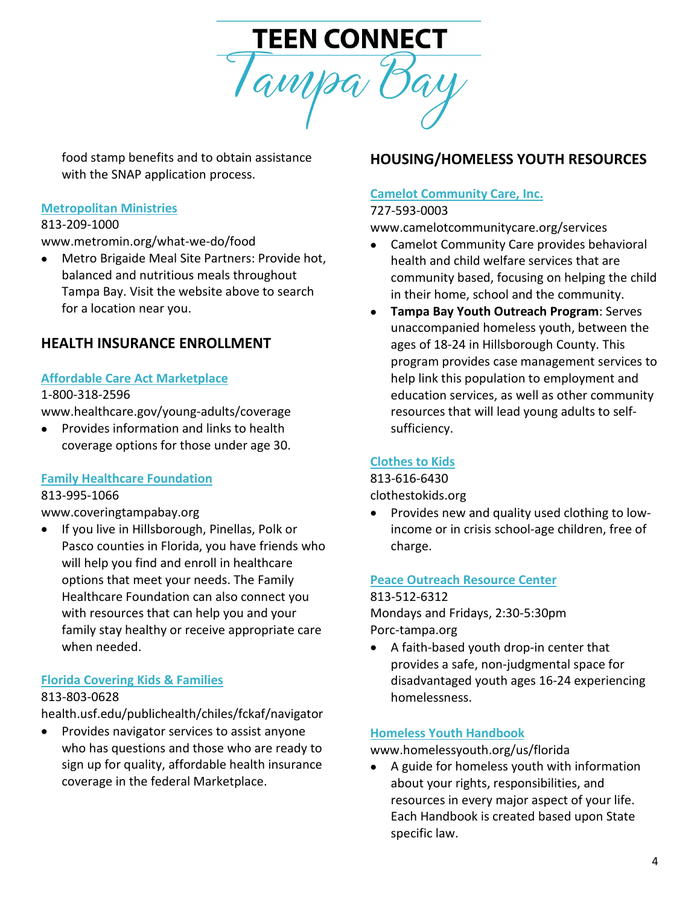food stamp benefits and to obtain assistance with the SNAP application process.

**Metropolitan Ministries**
813-209-1000
www.metromin.org/what-we-do/food

- Metro Brigaide Meal Site Partners: Provide hot, balanced and nutritious meals throughout Tampa Bay. Visit the website above to search for a location near you.

## HEALTH INSURANCE ENROLLMENT

**Affordable Care Act Marketplace**
1-800-318-2596
www.healthcare.gov/young-adults/coverage

- Provides information and links to health coverage options for those under age 30.

**Family Healthcare Foundation**
813-995-1066
www.coveringtampabay.org

- If you live in Hillsborough, Pinellas, Polk or Pasco counties in Florida, you have friends who will help you find and enroll in healthcare options that meet your needs. The Family Healthcare Foundation can also connect you with resources that can help you and your family stay healthy or receive appropriate care when needed.

**Florida Covering Kids & Families**
813-803-0628
health.usf.edu/publichealth/chiles/fckaf/navigator

- Provides navigator services to assist anyone who has questions and those who are ready to sign up for quality, affordable health insurance coverage in the federal Marketplace.

## HOUSING/HOMELESS YOUTH RESOURCES

**Camelot Community Care, Inc.**
727-593-0003
www.camelotcommunitycare.org/services

- Camelot Community Care provides behavioral health and child welfare services that are community based, focusing on helping the child in their home, school and the community.
- **Tampa Bay Youth Outreach Program**: Serves unaccompanied homeless youth, between the ages of 18-24 in Hillsborough County. This program provides case management services to help link this population to employment and education services, as well as other community resources that will lead young adults to self-sufficiency.

**Clothes to Kids**
813-616-6430
clothestokids.org

- Provides new and quality used clothing to low-income or in crisis school-age children, free of charge.

**Peace Outreach Resource Center**
813-512-6312
Mondays and Fridays, 2:30-5:30pm
Porc-tampa.org

- A faith-based youth drop-in center that provides a safe, non-judgmental space for disadvantaged youth ages 16-24 experiencing homelessness.

**Homeless Youth Handbook**
www.homelessyouth.org/us/florida

- A guide for homeless youth with information about your rights, responsibilities, and resources in every major aspect of your life. Each Handbook is created based upon State specific law.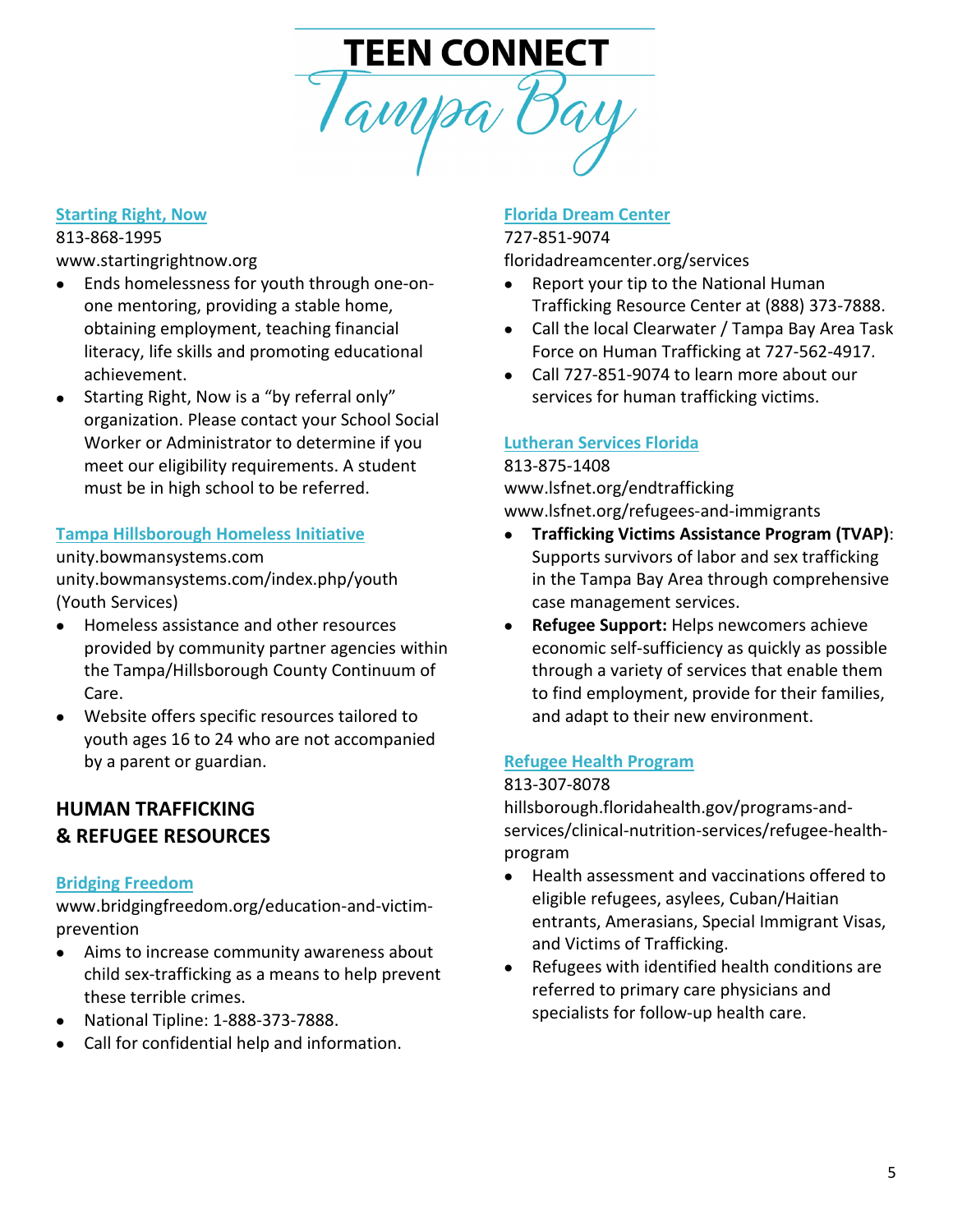# TEEN CONNECT Tampa Bay

### Starting Right, Now

813-868-1995
www.startingrightnow.org

- Ends homelessness for youth through one-on-one mentoring, providing a stable home, obtaining employment, teaching financial literacy, life skills and promoting educational achievement.
- Starting Right, Now is a "by referral only" organization. Please contact your School Social Worker or Administrator to determine if you meet our eligibility requirements. A student must be in high school to be referred.

### Tampa Hillsborough Homeless Initiative

unity.bowmansystems.com
unity.bowmansystems.com/index.php/youth (Youth Services)

- Homeless assistance and other resources provided by community partner agencies within the Tampa/Hillsborough County Continuum of Care.
- Website offers specific resources tailored to youth ages 16 to 24 who are not accompanied by a parent or guardian.

## HUMAN TRAFFICKING & REFUGEE RESOURCES

### Bridging Freedom

www.bridgingfreedom.org/education-and-victim-prevention

- Aims to increase community awareness about child sex-trafficking as a means to help prevent these terrible crimes.
- National Tipline: 1-888-373-7888.
- Call for confidential help and information.

### Florida Dream Center

727-851-9074
floridadreamcenter.org/services

- Report your tip to the National Human Trafficking Resource Center at (888) 373-7888.
- Call the local Clearwater / Tampa Bay Area Task Force on Human Trafficking at 727-562-4917.
- Call 727-851-9074 to learn more about our services for human trafficking victims.

### Lutheran Services Florida

813-875-1408
www.lsfnet.org/endtrafficking
www.lsfnet.org/refugees-and-immigrants

- **Trafficking Victims Assistance Program (TVAP)**: Supports survivors of labor and sex trafficking in the Tampa Bay Area through comprehensive case management services.
- **Refugee Support:** Helps newcomers achieve economic self-sufficiency as quickly as possible through a variety of services that enable them to find employment, provide for their families, and adapt to their new environment.

### Refugee Health Program

813-307-8078
hillsborough.floridahealth.gov/programs-and-services/clinical-nutrition-services/refugee-health-program

- Health assessment and vaccinations offered to eligible refugees, asylees, Cuban/Haitian entrants, Amerasians, Special Immigrant Visas, and Victims of Trafficking.
- Refugees with identified health conditions are referred to primary care physicians and specialists for follow-up health care.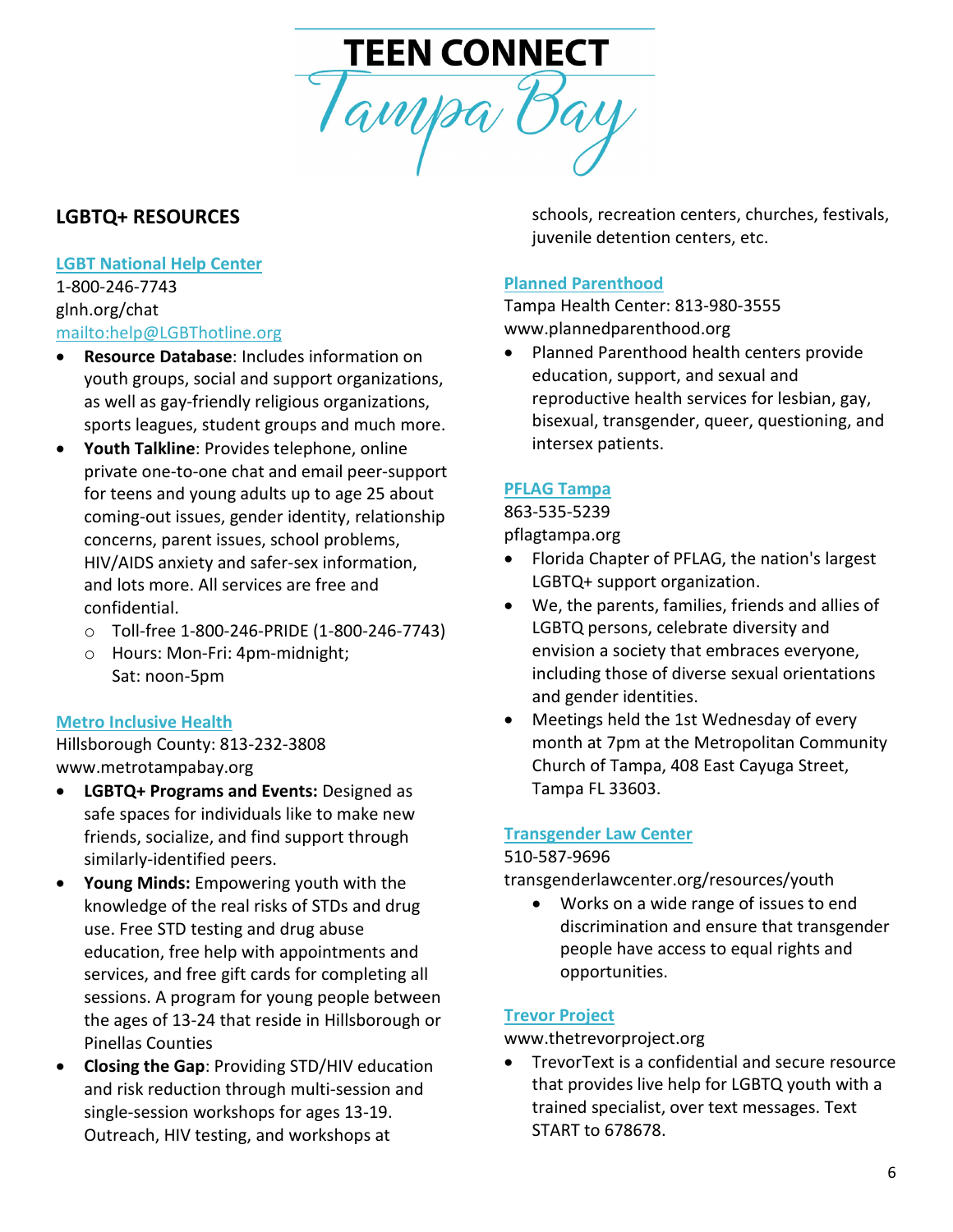# TEEN CONNECT

# Tampa Bay

## LGBTQ+ RESOURCES

### LGBT National Help Center

1-800-246-7743
glnh.org/chat
mailto:help@LGBThotline.org

- **Resource Database**: Includes information on youth groups, social and support organizations, as well as gay-friendly religious organizations, sports leagues, student groups and much more.
- **Youth Talkline**: Provides telephone, online private one-to-one chat and email peer-support for teens and young adults up to age 25 about coming-out issues, gender identity, relationship concerns, parent issues, school problems, HIV/AIDS anxiety and safer-sex information, and lots more. All services are free and confidential.
  - Toll-free 1-800-246-PRIDE (1-800-246-7743)
  - Hours: Mon-Fri: 4pm-midnight; Sat: noon-5pm

### Metro Inclusive Health

Hillsborough County: 813-232-3808
www.metrotampabay.org

- **LGBTQ+ Programs and Events:** Designed as safe spaces for individuals like to make new friends, socialize, and find support through similarly-identified peers.
- **Young Minds:** Empowering youth with the knowledge of the real risks of STDs and drug use. Free STD testing and drug abuse education, free help with appointments and services, and free gift cards for completing all sessions. A program for young people between the ages of 13-24 that reside in Hillsborough or Pinellas Counties
- **Closing the Gap**: Providing STD/HIV education and risk reduction through multi-session and single-session workshops for ages 13-19. Outreach, HIV testing, and workshops at schools, recreation centers, churches, festivals, juvenile detention centers, etc.

### Planned Parenthood

Tampa Health Center: 813-980-3555
www.plannedparenthood.org

- Planned Parenthood health centers provide education, support, and sexual and reproductive health services for lesbian, gay, bisexual, transgender, queer, questioning, and intersex patients.

### PFLAG Tampa

863-535-5239
pflagtampa.org

- Florida Chapter of PFLAG, the nation's largest LGBTQ+ support organization.
- We, the parents, families, friends and allies of LGBTQ persons, celebrate diversity and envision a society that embraces everyone, including those of diverse sexual orientations and gender identities.
- Meetings held the 1st Wednesday of every month at 7pm at the Metropolitan Community Church of Tampa, 408 East Cayuga Street, Tampa FL 33603.

### Transgender Law Center

510-587-9696
transgenderlawcenter.org/resources/youth

- Works on a wide range of issues to end discrimination and ensure that transgender people have access to equal rights and opportunities.

### Trevor Project

www.thetrevorproject.org

- TrevorText is a confidential and secure resource that provides live help for LGBTQ youth with a trained specialist, over text messages. Text START to 678678.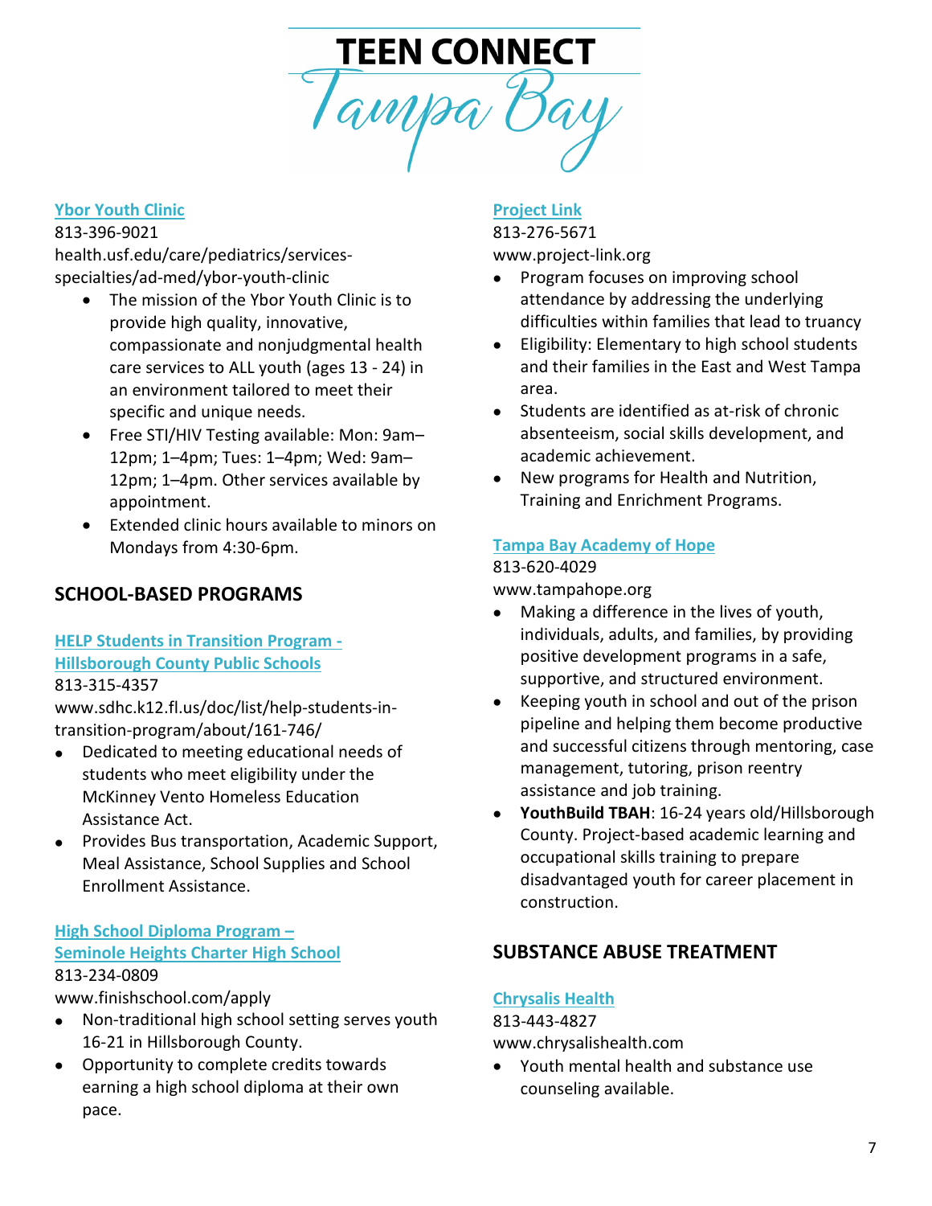# TEEN CONNECT Tampa Bay

### Ybor Youth Clinic

813-396-9021
health.usf.edu/care/pediatrics/services-specialties/ad-med/ybor-youth-clinic

- The mission of the Ybor Youth Clinic is to provide high quality, innovative, compassionate and nonjudgmental health care services to ALL youth (ages 13 - 24) in an environment tailored to meet their specific and unique needs.
- Free STI/HIV Testing available: Mon: 9am–12pm; 1–4pm; Tues: 1–4pm; Wed: 9am–12pm; 1–4pm. Other services available by appointment.
- Extended clinic hours available to minors on Mondays from 4:30-6pm.

## SCHOOL-BASED PROGRAMS

### HELP Students in Transition Program - Hillsborough County Public Schools

813-315-4357
www.sdhc.k12.fl.us/doc/list/help-students-in-transition-program/about/161-746/

- Dedicated to meeting educational needs of students who meet eligibility under the McKinney Vento Homeless Education Assistance Act.
- Provides Bus transportation, Academic Support, Meal Assistance, School Supplies and School Enrollment Assistance.

### High School Diploma Program – Seminole Heights Charter High School

813-234-0809
www.finishschool.com/apply

- Non-traditional high school setting serves youth 16-21 in Hillsborough County.
- Opportunity to complete credits towards earning a high school diploma at their own pace.

### Project Link

813-276-5671
www.project-link.org

- Program focuses on improving school attendance by addressing the underlying difficulties within families that lead to truancy
- Eligibility: Elementary to high school students and their families in the East and West Tampa area.
- Students are identified as at-risk of chronic absenteeism, social skills development, and academic achievement.
- New programs for Health and Nutrition, Training and Enrichment Programs.

### Tampa Bay Academy of Hope

813-620-4029
www.tampahope.org

- Making a difference in the lives of youth, individuals, adults, and families, by providing positive development programs in a safe, supportive, and structured environment.
- Keeping youth in school and out of the prison pipeline and helping them become productive and successful citizens through mentoring, case management, tutoring, prison reentry assistance and job training.
- **YouthBuild TBAH**: 16-24 years old/Hillsborough County. Project-based academic learning and occupational skills training to prepare disadvantaged youth for career placement in construction.

## SUBSTANCE ABUSE TREATMENT

### Chrysalis Health

813-443-4827
www.chrysalishealth.com

- Youth mental health and substance use counseling available.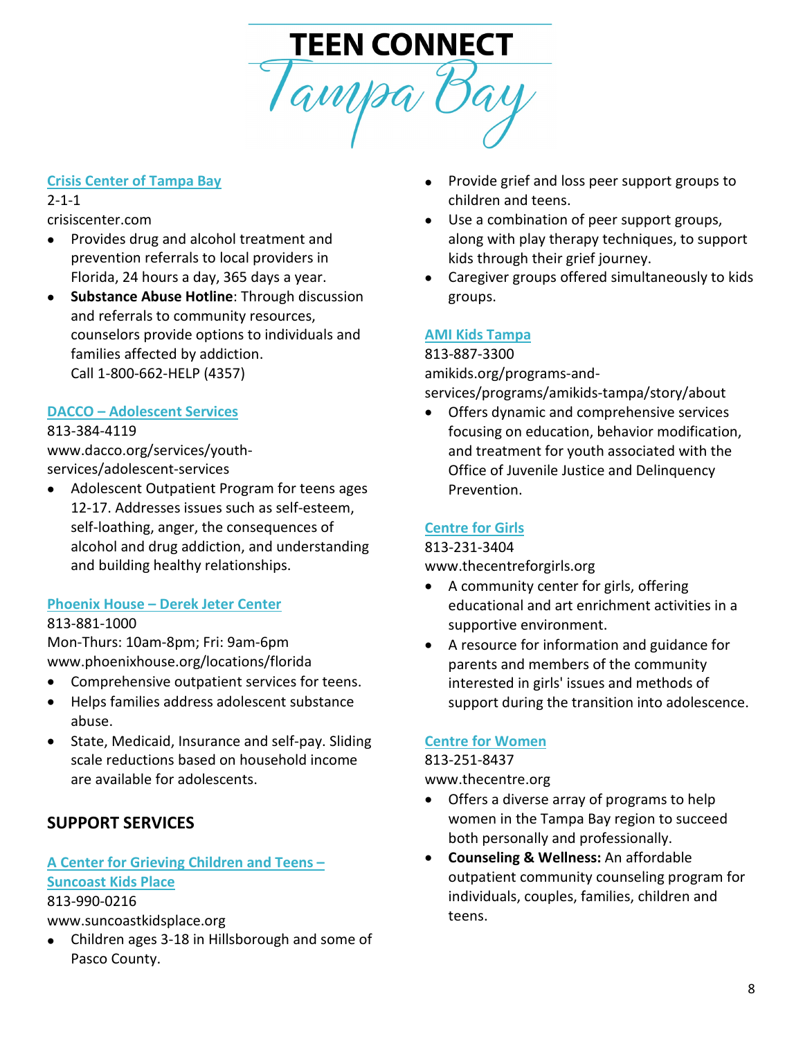# TEEN CONNECT Tampa Bay

### Crisis Center of Tampa Bay

2-1-1

crisiscenter.com

- Provides drug and alcohol treatment and prevention referrals to local providers in Florida, 24 hours a day, 365 days a year.
- **Substance Abuse Hotline**: Through discussion and referrals to community resources, counselors provide options to individuals and families affected by addiction.
  Call 1-800-662-HELP (4357)

### DACCO – Adolescent Services

813-384-4119

www.dacco.org/services/youth-services/adolescent-services

- Adolescent Outpatient Program for teens ages 12-17. Addresses issues such as self-esteem, self-loathing, anger, the consequences of alcohol and drug addiction, and understanding and building healthy relationships.

### Phoenix House – Derek Jeter Center

813-881-1000

Mon-Thurs: 10am-8pm; Fri: 9am-6pm

www.phoenixhouse.org/locations/florida

- Comprehensive outpatient services for teens.
- Helps families address adolescent substance abuse.
- State, Medicaid, Insurance and self-pay. Sliding scale reductions based on household income are available for adolescents.

## SUPPORT SERVICES

### A Center for Grieving Children and Teens – Suncoast Kids Place

813-990-0216

www.suncoastkidsplace.org

- Children ages 3-18 in Hillsborough and some of Pasco County.
- Provide grief and loss peer support groups to children and teens.
- Use a combination of peer support groups, along with play therapy techniques, to support kids through their grief journey.
- Caregiver groups offered simultaneously to kids groups.

### AMI Kids Tampa

813-887-3300

amikids.org/programs-and-services/programs/amikids-tampa/story/about

- Offers dynamic and comprehensive services focusing on education, behavior modification, and treatment for youth associated with the Office of Juvenile Justice and Delinquency Prevention.

### Centre for Girls

813-231-3404

www.thecentreforgirls.org

- A community center for girls, offering educational and art enrichment activities in a supportive environment.
- A resource for information and guidance for parents and members of the community interested in girls' issues and methods of support during the transition into adolescence.

### Centre for Women

813-251-8437

www.thecentre.org

- Offers a diverse array of programs to help women in the Tampa Bay region to succeed both personally and professionally.
- **Counseling & Wellness:** An affordable outpatient community counseling program for individuals, couples, families, children and teens.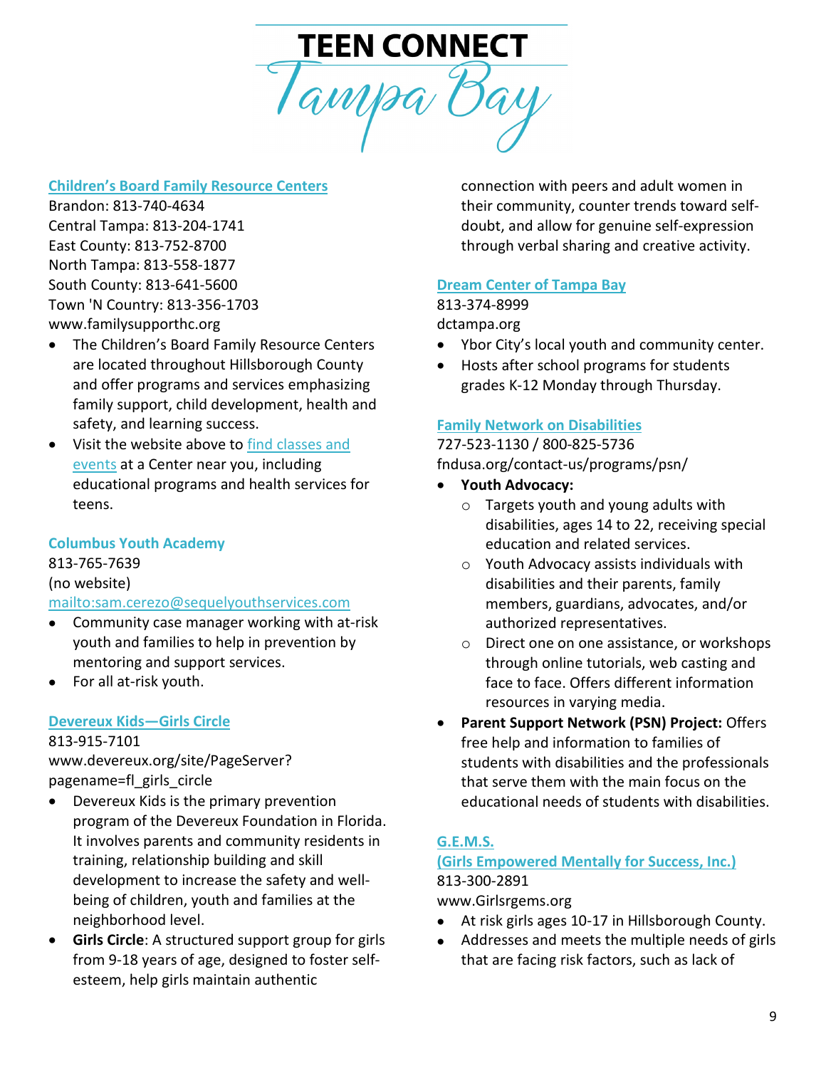# TEEN CONNECT Tampa Bay

### Children's Board Family Resource Centers

Brandon: 813-740-4634
Central Tampa: 813-204-1741
East County: 813-752-8700
North Tampa: 813-558-1877
South County: 813-641-5600
Town 'N Country: 813-356-1703
www.familysupporthc.org

- The Children's Board Family Resource Centers are located throughout Hillsborough County and offer programs and services emphasizing family support, child development, health and safety, and learning success.
- Visit the website above to find classes and events at a Center near you, including educational programs and health services for teens.

### Columbus Youth Academy

813-765-7639
(no website)
mailto:sam.cerezo@sequelyouthservices.com

- Community case manager working with at-risk youth and families to help in prevention by mentoring and support services.
- For all at-risk youth.

### Devereux Kids—Girls Circle

813-915-7101
www.devereux.org/site/PageServer?pagename=fl_girls_circle

- Devereux Kids is the primary prevention program of the Devereux Foundation in Florida. It involves parents and community residents in training, relationship building and skill development to increase the safety and well-being of children, youth and families at the neighborhood level.
- **Girls Circle**: A structured support group for girls from 9-18 years of age, designed to foster self-esteem, help girls maintain authentic connection with peers and adult women in their community, counter trends toward self-doubt, and allow for genuine self-expression through verbal sharing and creative activity.

### Dream Center of Tampa Bay

813-374-8999
dctampa.org

- Ybor City's local youth and community center.
- Hosts after school programs for students grades K-12 Monday through Thursday.

### Family Network on Disabilities

727-523-1130 / 800-825-5736
fndusa.org/contact-us/programs/psn/

- **Youth Advocacy:**
  - Targets youth and young adults with disabilities, ages 14 to 22, receiving special education and related services.
  - Youth Advocacy assists individuals with disabilities and their parents, family members, guardians, advocates, and/or authorized representatives.
  - Direct one on one assistance, or workshops through online tutorials, web casting and face to face. Offers different information resources in varying media.
- **Parent Support Network (PSN) Project:** Offers free help and information to families of students with disabilities and the professionals that serve them with the main focus on the educational needs of students with disabilities.

### G.E.M.S. (Girls Empowered Mentally for Success, Inc.)

813-300-2891
www.Girlsrgems.org

- At risk girls ages 10-17 in Hillsborough County.
- Addresses and meets the multiple needs of girls that are facing risk factors, such as lack of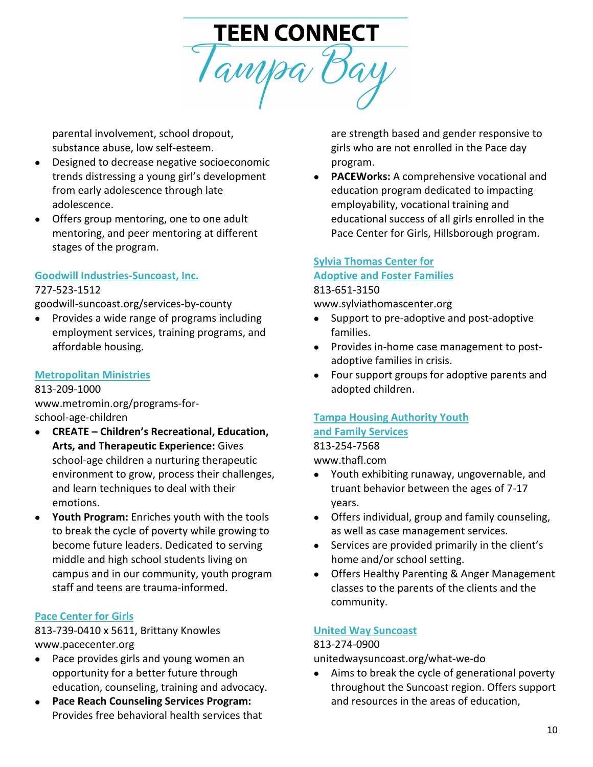parental involvement, school dropout, substance abuse, low self-esteem.
- Designed to decrease negative socioeconomic trends distressing a young girl's development from early adolescence through late adolescence.
- Offers group mentoring, one to one adult mentoring, and peer mentoring at different stages of the program.

### Goodwill Industries-Suncoast, Inc.

727-523-1512
goodwill-suncoast.org/services-by-county

- Provides a wide range of programs including employment services, training programs, and affordable housing.

### Metropolitan Ministries

813-209-1000
www.metromin.org/programs-for-school-age-children

- **CREATE – Children's Recreational, Education, Arts, and Therapeutic Experience:** Gives school-age children a nurturing therapeutic environment to grow, process their challenges, and learn techniques to deal with their emotions.
- **Youth Program:** Enriches youth with the tools to break the cycle of poverty while growing to become future leaders. Dedicated to serving middle and high school students living on campus and in our community, youth program staff and teens are trauma-informed.

### Pace Center for Girls

813-739-0410 x 5611, Brittany Knowles
www.pacecenter.org

- Pace provides girls and young women an opportunity for a better future through education, counseling, training and advocacy.
- **Pace Reach Counseling Services Program:** Provides free behavioral health services that are strength based and gender responsive to girls who are not enrolled in the Pace day program.
- **PACEWorks:** A comprehensive vocational and education program dedicated to impacting employability, vocational training and educational success of all girls enrolled in the Pace Center for Girls, Hillsborough program.

### Sylvia Thomas Center for Adoptive and Foster Families

813-651-3150
www.sylviathomascenter.org

- Support to pre-adoptive and post-adoptive families.
- Provides in-home case management to post-adoptive families in crisis.
- Four support groups for adoptive parents and adopted children.

### Tampa Housing Authority Youth and Family Services

813-254-7568
www.thafl.com

- Youth exhibiting runaway, ungovernable, and truant behavior between the ages of 7-17 years.
- Offers individual, group and family counseling, as well as case management services.
- Services are provided primarily in the client's home and/or school setting.
- Offers Healthy Parenting & Anger Management classes to the parents of the clients and the community.

### United Way Suncoast

813-274-0900
unitedwaysuncoast.org/what-we-do

- Aims to break the cycle of generational poverty throughout the Suncoast region. Offers support and resources in the areas of education,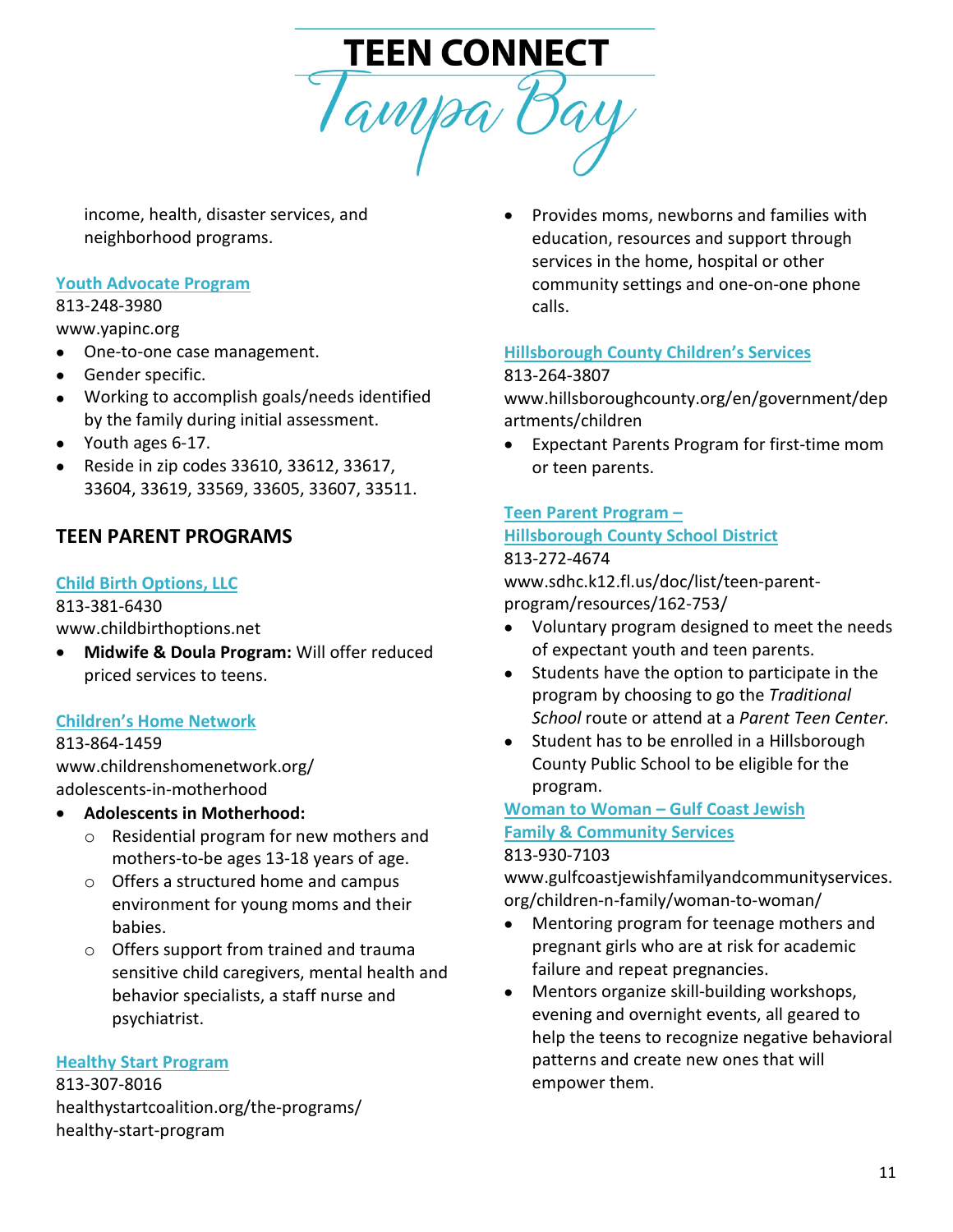income, health, disaster services, and neighborhood programs.

**Youth Advocate Program**
813-248-3980
www.yapinc.org

- One-to-one case management.
- Gender specific.
- Working to accomplish goals/needs identified by the family during initial assessment.
- Youth ages 6-17.
- Reside in zip codes 33610, 33612, 33617, 33604, 33619, 33569, 33605, 33607, 33511.

## TEEN PARENT PROGRAMS

**Child Birth Options, LLC**
813-381-6430
www.childbirthoptions.net

- **Midwife & Doula Program:** Will offer reduced priced services to teens.

**Children's Home Network**
813-864-1459
www.childrenshomenetwork.org/adolescents-in-motherhood

- **Adolescents in Motherhood:**
  - Residential program for new mothers and mothers-to-be ages 13-18 years of age.
  - Offers a structured home and campus environment for young moms and their babies.
  - Offers support from trained and trauma sensitive child caregivers, mental health and behavior specialists, a staff nurse and psychiatrist.

**Healthy Start Program**
813-307-8016
healthystartcoalition.org/the-programs/healthy-start-program

- Provides moms, newborns and families with education, resources and support through services in the home, hospital or other community settings and one-on-one phone calls.

**Hillsborough County Children's Services**
813-264-3807
www.hillsboroughcounty.org/en/government/departments/children

- Expectant Parents Program for first-time mom or teen parents.

**Teen Parent Program – Hillsborough County School District**
813-272-4674
www.sdhc.k12.fl.us/doc/list/teen-parent-program/resources/162-753/

- Voluntary program designed to meet the needs of expectant youth and teen parents.
- Students have the option to participate in the program by choosing to go the *Traditional School* route or attend at a *Parent Teen Center.*
- Student has to be enrolled in a Hillsborough County Public School to be eligible for the program.

**Woman to Woman – Gulf Coast Jewish Family & Community Services**
813-930-7103
www.gulfcoastjewishfamilyandcommunityservices.org/children-n-family/woman-to-woman/

- Mentoring program for teenage mothers and pregnant girls who are at risk for academic failure and repeat pregnancies.
- Mentors organize skill-building workshops, evening and overnight events, all geared to help the teens to recognize negative behavioral patterns and create new ones that will empower them.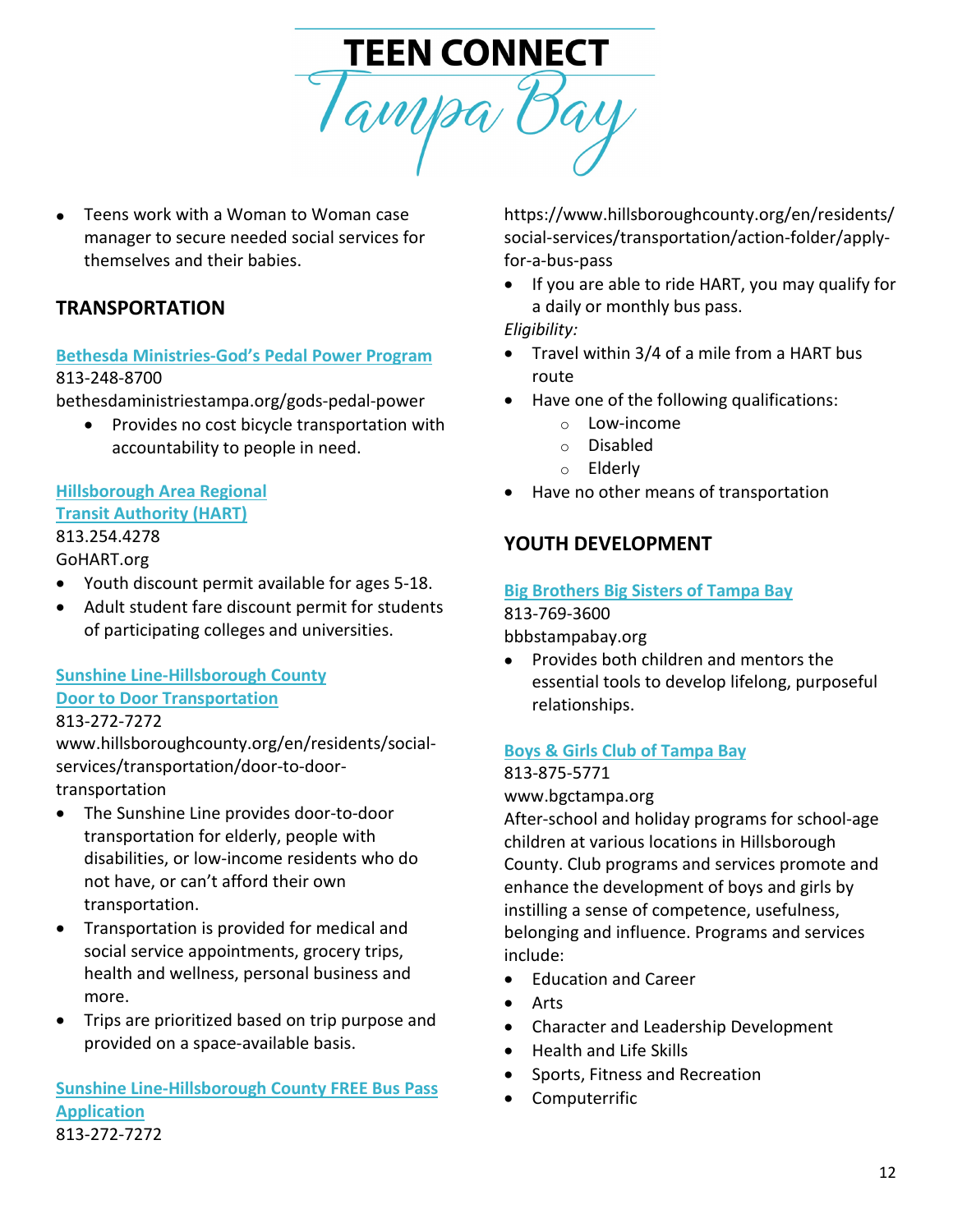- Teens work with a Woman to Woman case manager to secure needed social services for themselves and their babies.

## TRANSPORTATION

**Bethesda Ministries-God's Pedal Power Program**
813-248-8700
bethesdaministriestampa.org/gods-pedal-power

- Provides no cost bicycle transportation with accountability to people in need.

**Hillsborough Area Regional Transit Authority (HART)**
813.254.4278
GoHART.org

- Youth discount permit available for ages 5-18.
- Adult student fare discount permit for students of participating colleges and universities.

**Sunshine Line-Hillsborough County Door to Door Transportation**
813-272-7272
www.hillsboroughcounty.org/en/residents/social-services/transportation/door-to-door-transportation

- The Sunshine Line provides door-to-door transportation for elderly, people with disabilities, or low-income residents who do not have, or can't afford their own transportation.
- Transportation is provided for medical and social service appointments, grocery trips, health and wellness, personal business and more.
- Trips are prioritized based on trip purpose and provided on a space-available basis.

**Sunshine Line-Hillsborough County FREE Bus Pass Application**
813-272-7272
https://www.hillsboroughcounty.org/en/residents/social-services/transportation/action-folder/apply-for-a-bus-pass

- If you are able to ride HART, you may qualify for a daily or monthly bus pass.

*Eligibility:*

- Travel within 3/4 of a mile from a HART bus route
- Have one of the following qualifications:
  - Low-income
  - Disabled
  - Elderly
- Have no other means of transportation

## YOUTH DEVELOPMENT

**Big Brothers Big Sisters of Tampa Bay**
813-769-3600
bbbstampabay.org

- Provides both children and mentors the essential tools to develop lifelong, purposeful relationships.

**Boys & Girls Club of Tampa Bay**
813-875-5771
www.bgctampa.org
After-school and holiday programs for school-age children at various locations in Hillsborough County. Club programs and services promote and enhance the development of boys and girls by instilling a sense of competence, usefulness, belonging and influence. Programs and services include:

- Education and Career
- Arts
- Character and Leadership Development
- Health and Life Skills
- Sports, Fitness and Recreation
- Computerrific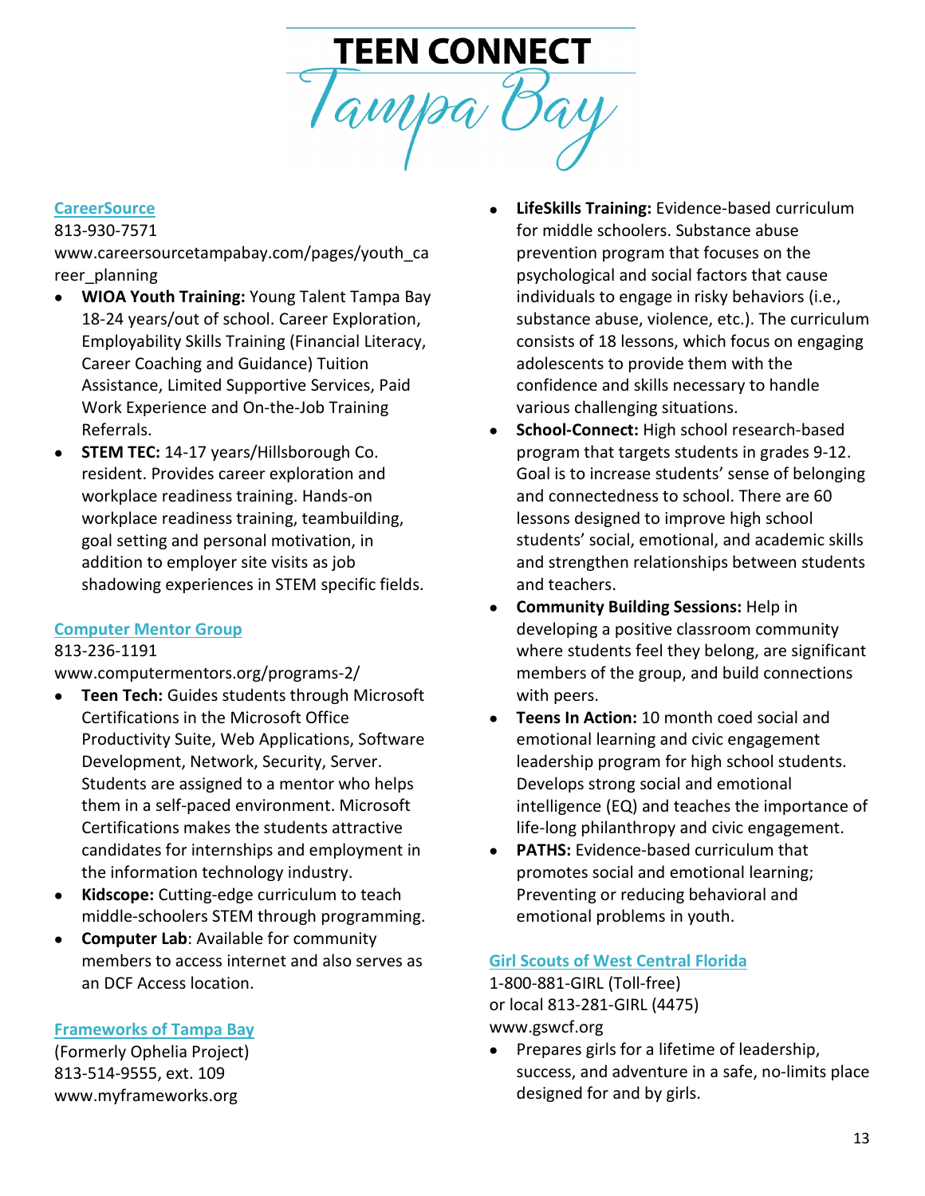# TEEN CONNECT Tampa Bay

## CareerSource

813-930-7571
www.careersourcetampabay.com/pages/youth_career_planning

- **WIOA Youth Training:** Young Talent Tampa Bay 18-24 years/out of school. Career Exploration, Employability Skills Training (Financial Literacy, Career Coaching and Guidance) Tuition Assistance, Limited Supportive Services, Paid Work Experience and On-the-Job Training Referrals.
- **STEM TEC:** 14-17 years/Hillsborough Co. resident. Provides career exploration and workplace readiness training. Hands-on workplace readiness training, teambuilding, goal setting and personal motivation, in addition to employer site visits as job shadowing experiences in STEM specific fields.

## Computer Mentor Group

813-236-1191
www.computermentors.org/programs-2/

- **Teen Tech:** Guides students through Microsoft Certifications in the Microsoft Office Productivity Suite, Web Applications, Software Development, Network, Security, Server. Students are assigned to a mentor who helps them in a self-paced environment. Microsoft Certifications makes the students attractive candidates for internships and employment in the information technology industry.
- **Kidscope:** Cutting-edge curriculum to teach middle-schoolers STEM through programming.
- **Computer Lab**: Available for community members to access internet and also serves as an DCF Access location.

## Frameworks of Tampa Bay

(Formerly Ophelia Project)
813-514-9555, ext. 109
www.myframeworks.org

- **LifeSkills Training:** Evidence-based curriculum for middle schoolers. Substance abuse prevention program that focuses on the psychological and social factors that cause individuals to engage in risky behaviors (i.e., substance abuse, violence, etc.). The curriculum consists of 18 lessons, which focus on engaging adolescents to provide them with the confidence and skills necessary to handle various challenging situations.
- **School-Connect:** High school research-based program that targets students in grades 9-12. Goal is to increase students' sense of belonging and connectedness to school. There are 60 lessons designed to improve high school students' social, emotional, and academic skills and strengthen relationships between students and teachers.
- **Community Building Sessions:** Help in developing a positive classroom community where students feel they belong, are significant members of the group, and build connections with peers.
- **Teens In Action:** 10 month coed social and emotional learning and civic engagement leadership program for high school students. Develops strong social and emotional intelligence (EQ) and teaches the importance of life-long philanthropy and civic engagement.
- **PATHS:** Evidence-based curriculum that promotes social and emotional learning; Preventing or reducing behavioral and emotional problems in youth.

## Girl Scouts of West Central Florida

1-800-881-GIRL (Toll-free)
or local 813-281-GIRL (4475)
www.gswcf.org

- Prepares girls for a lifetime of leadership, success, and adventure in a safe, no-limits place designed for and by girls.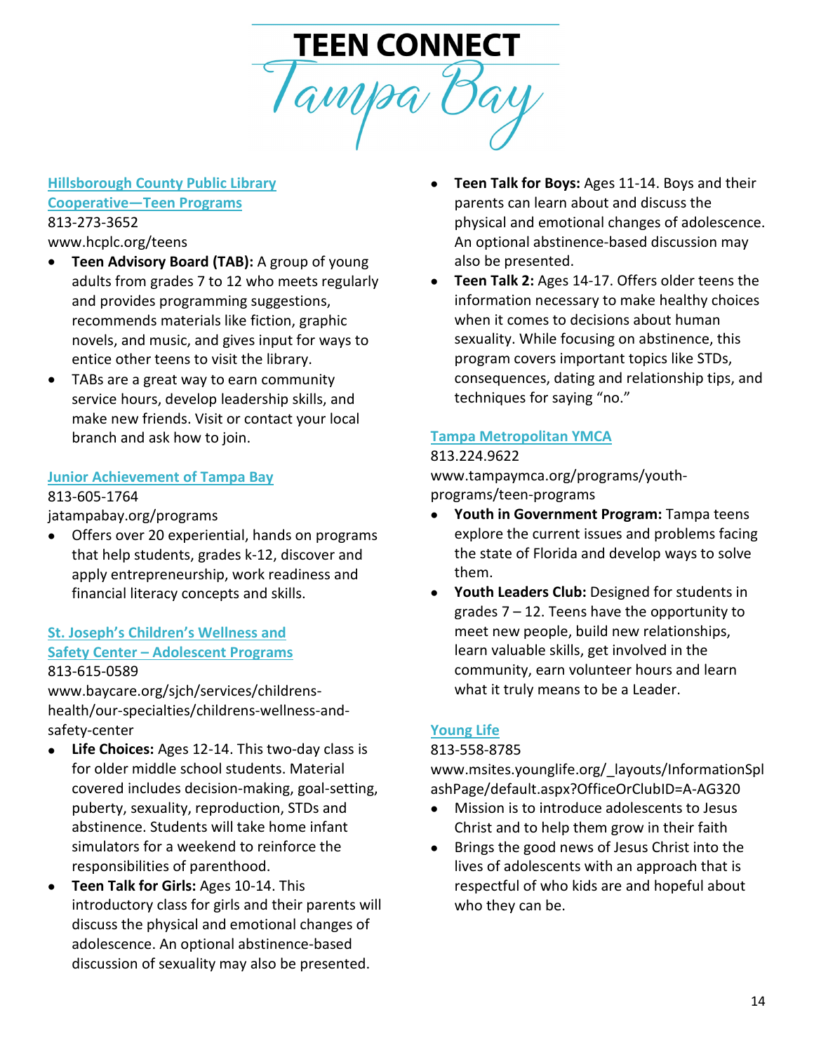# TEEN CONNECT Tampa Bay

### Hillsborough County Public Library Cooperative—Teen Programs

813-273-3652
www.hcplc.org/teens

- **Teen Advisory Board (TAB):** A group of young adults from grades 7 to 12 who meets regularly and provides programming suggestions, recommends materials like fiction, graphic novels, and music, and gives input for ways to entice other teens to visit the library.
- TABs are a great way to earn community service hours, develop leadership skills, and make new friends. Visit or contact your local branch and ask how to join.

### Junior Achievement of Tampa Bay

813-605-1764
jatampabay.org/programs

- Offers over 20 experiential, hands on programs that help students, grades k-12, discover and apply entrepreneurship, work readiness and financial literacy concepts and skills.

### St. Joseph's Children's Wellness and Safety Center – Adolescent Programs

813-615-0589
www.baycare.org/sjch/services/childrens-health/our-specialties/childrens-wellness-and-safety-center

- **Life Choices:** Ages 12-14. This two-day class is for older middle school students. Material covered includes decision-making, goal-setting, puberty, sexuality, reproduction, STDs and abstinence. Students will take home infant simulators for a weekend to reinforce the responsibilities of parenthood.
- **Teen Talk for Girls:** Ages 10-14. This introductory class for girls and their parents will discuss the physical and emotional changes of adolescence. An optional abstinence-based discussion of sexuality may also be presented.
- **Teen Talk for Boys:** Ages 11-14. Boys and their parents can learn about and discuss the physical and emotional changes of adolescence. An optional abstinence-based discussion may also be presented.
- **Teen Talk 2:** Ages 14-17. Offers older teens the information necessary to make healthy choices when it comes to decisions about human sexuality. While focusing on abstinence, this program covers important topics like STDs, consequences, dating and relationship tips, and techniques for saying "no."

### Tampa Metropolitan YMCA

813.224.9622
www.tampaymca.org/programs/youth-programs/teen-programs

- **Youth in Government Program:** Tampa teens explore the current issues and problems facing the state of Florida and develop ways to solve them.
- **Youth Leaders Club:** Designed for students in grades 7 – 12. Teens have the opportunity to meet new people, build new relationships, learn valuable skills, get involved in the community, earn volunteer hours and learn what it truly means to be a Leader.

### Young Life

813-558-8785
www.msites.younglife.org/_layouts/InformationSplashPage/default.aspx?OfficeOrClubID=A-AG320

- Mission is to introduce adolescents to Jesus Christ and to help them grow in their faith
- Brings the good news of Jesus Christ into the lives of adolescents with an approach that is respectful of who kids are and hopeful about who they can be.